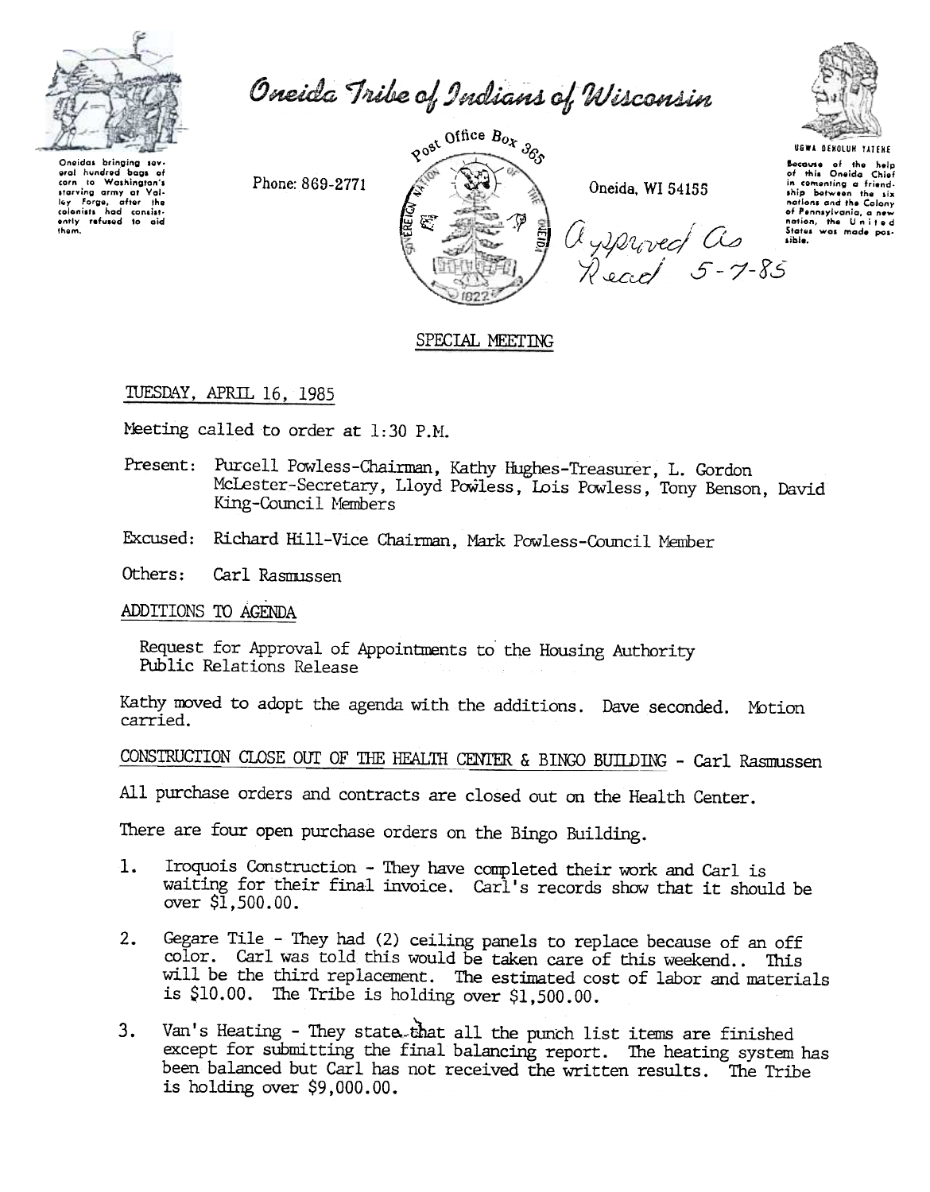# Oneida Tribe of Indians of Wisconsin

Oneidas bringing several hundred bags of corn to Washington's starving army at Valley Forge, after the colonists had consistently refused to aid them.

Phone: 869-2771

Post Office Box 365

Oneida, WI 54155

UGWA DEHOLUH YATEHE

Because of the help of this Oneida Chief in cementing a friendship between the six nations and the Colony of Pennsylvania, a new nation, the United States was made possible.

Approved As Read 5-7-85

## SPECIAL MEETING

TUESDAY, APRIL 16, 1985

Meeting called to order at 1:30 P.M.

Present: Purcell Powless-Chairman, Kathy Hughes-Treasurer, L. Gordon McLester-Secretary, Lloyd Powless, Lois Powless, Tony Benson, David King-Council Members

Excused: Richard Hill-Vice Chairman, Mark Powless-Council Member

Others: Carl Rasmussen

### ADDITIONS TO AGENDA

Request for Approval of Appointments to the Housing Authority
Public Relations Release

Kathy moved to adopt the agenda with the additions. Dave seconded. Motion carried.

### CONSTRUCTION CLOSE OUT OF THE HEALTH CENTER & BINGO BUILDING - Carl Rasmussen

All purchase orders and contracts are closed out on the Health Center.

There are four open purchase orders on the Bingo Building.

1. Iroquois Construction - They have completed their work and Carl is waiting for their final invoice. Carl's records show that it should be over $1,500.00.

2. Gegare Tile - They had (2) ceiling panels to replace because of an off color. Carl was told this would be taken care of this weekend.. This will be the third replacement. The estimated cost of labor and materials is $10.00. The Tribe is holding over $1,500.00.

3. Van's Heating - They state that all the punch list items are finished except for submitting the final balancing report. The heating system has been balanced but Carl has not received the written results. The Tribe is holding over $9,000.00.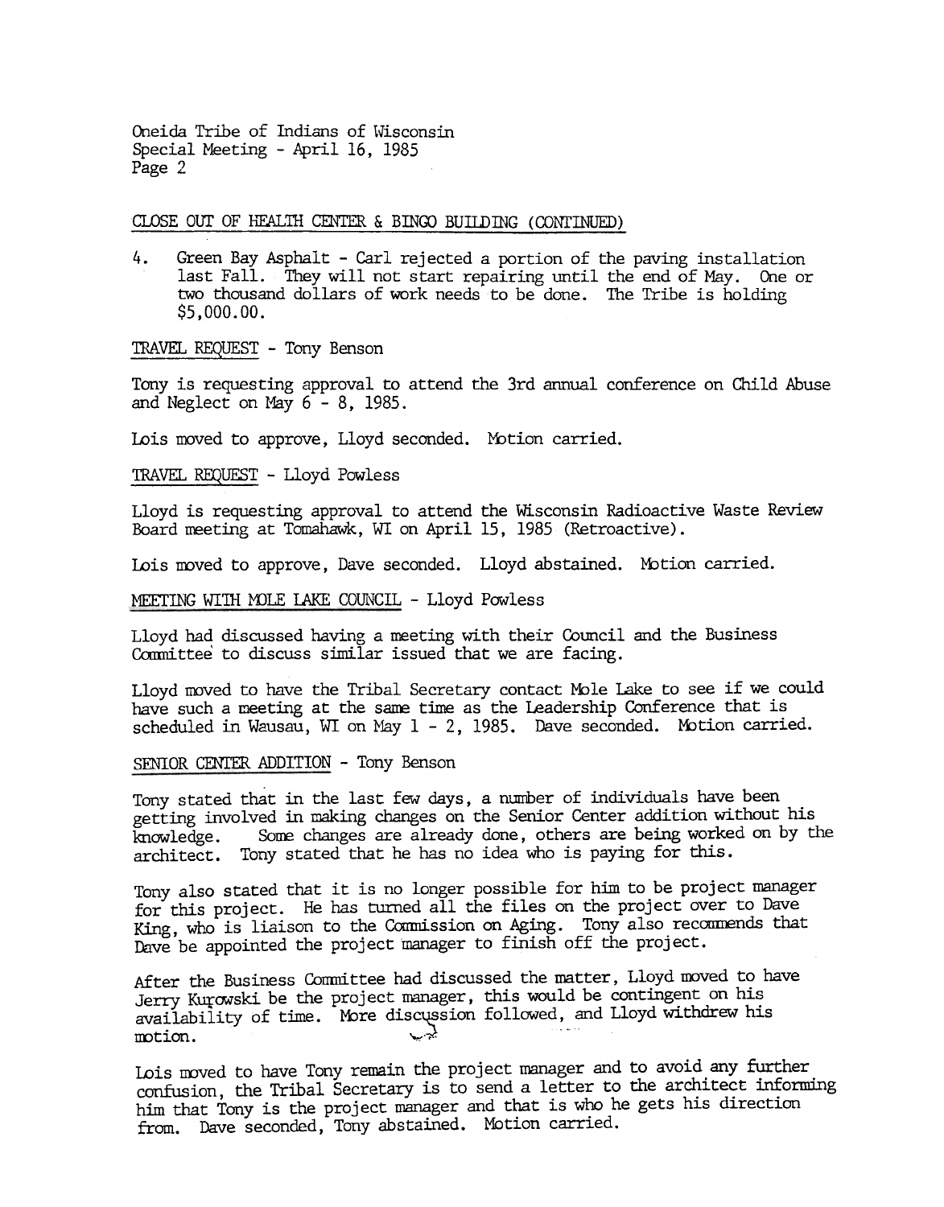Oneida Tribe of Indians of Wisconsin
Special Meeting - April 16, 1985
Page 2

CLOSE OUT OF HEALTH CENTER & BINGO BUILDING (CONTINUED)

4. Green Bay Asphalt - Carl rejected a portion of the paving installation last Fall. They will not start repairing until the end of May. One or two thousand dollars of work needs to be done. The Tribe is holding $5,000.00.

TRAVEL REQUEST - Tony Benson

Tony is requesting approval to attend the 3rd annual conference on Child Abuse and Neglect on May 6 - 8, 1985.

Lois moved to approve, Lloyd seconded. Motion carried.

TRAVEL REQUEST - Lloyd Powless

Lloyd is requesting approval to attend the Wisconsin Radioactive Waste Review Board meeting at Tomahawk, WI on April 15, 1985 (Retroactive).

Lois moved to approve, Dave seconded. Lloyd abstained. Motion carried.

MEETING WITH MOLE LAKE COUNCIL - Lloyd Powless

Lloyd had discussed having a meeting with their Council and the Business Committee to discuss similar issued that we are facing.

Lloyd moved to have the Tribal Secretary contact Mole Lake to see if we could have such a meeting at the same time as the Leadership Conference that is scheduled in Wausau, WI on May 1 - 2, 1985. Dave seconded. Motion carried.

SENIOR CENTER ADDITION - Tony Benson

Tony stated that in the last few days, a number of individuals have been getting involved in making changes on the Senior Center addition without his knowledge. Some changes are already done, others are being worked on by the architect. Tony stated that he has no idea who is paying for this.

Tony also stated that it is no longer possible for him to be project manager for this project. He has turned all the files on the project over to Dave King, who is liaison to the Commission on Aging. Tony also recommends that Dave be appointed the project manager to finish off the project.

After the Business Committee had discussed the matter, Lloyd moved to have Jerry Kurowski be the project manager, this would be contingent on his availability of time. More discussion followed, and Lloyd withdrew his motion.

Lois moved to have Tony remain the project manager and to avoid any further confusion, the Tribal Secretary is to send a letter to the architect informing him that Tony is the project manager and that is who he gets his direction from. Dave seconded, Tony abstained. Motion carried.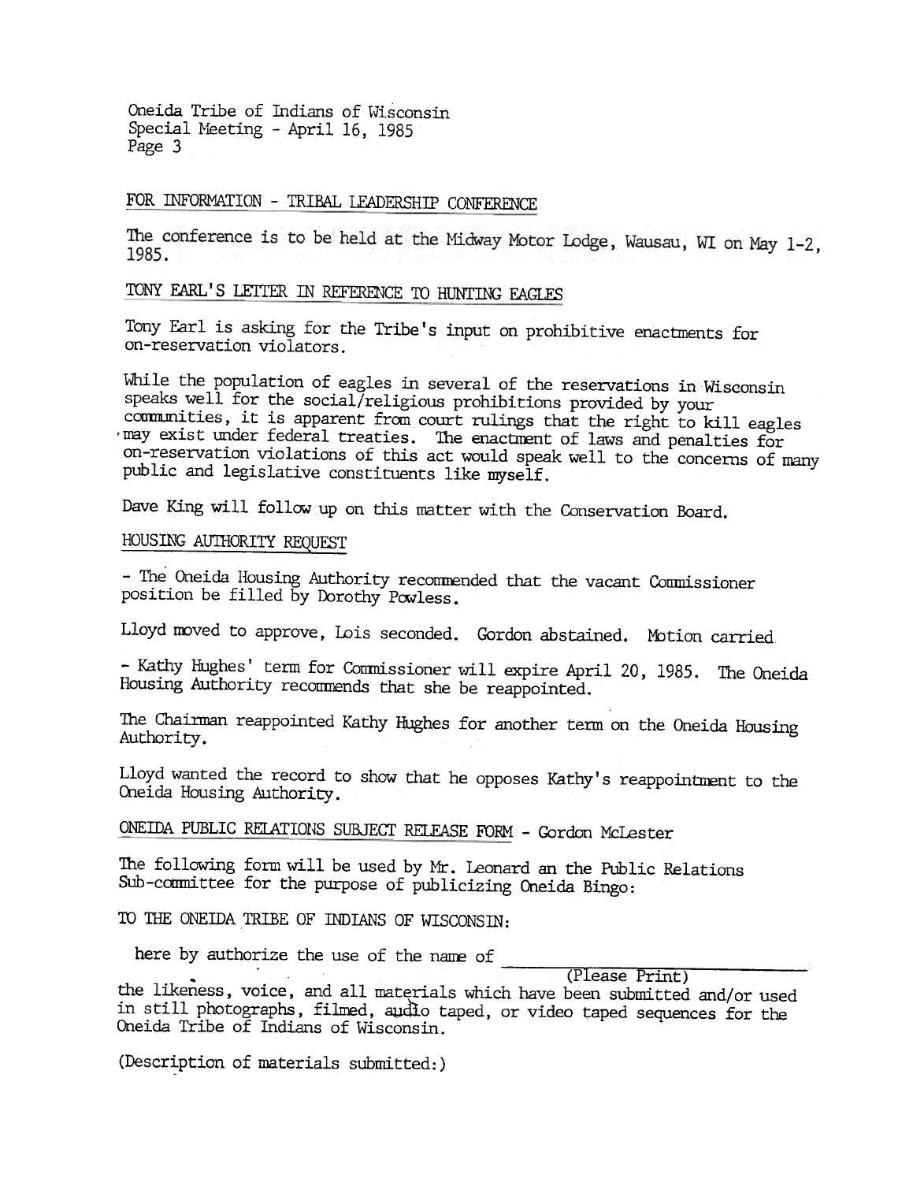## FOR INFORMATION - TRIBAL LEADERSHIP CONFERENCE

The conference is to be held at the Midway Motor Lodge, Wausau, WI on May 1-2, 1985.

## TONY EARL'S LETTER IN REFERENCE TO HUNTING EAGLES

Tony Earl is asking for the Tribe's input on prohibitive enactments for on-reservation violators.

While the population of eagles in several of the reservations in Wisconsin speaks well for the social/religious prohibitions provided by your communities, it is apparent from court rulings that the right to kill eagles may exist under federal treaties. The enactment of laws and penalties for on-reservation violations of this act would speak well to the concerns of many public and legislative constituents like myself.

Dave King will follow up on this matter with the Conservation Board.

## HOUSING AUTHORITY REQUEST

- The Oneida Housing Authority recommended that the vacant Commissioner position be filled by Dorothy Powless.

Lloyd moved to approve, Lois seconded. Gordon abstained. Motion carried.

- Kathy Hughes' term for Commissioner will expire April 20, 1985. The Oneida Housing Authority recommends that she be reappointed.

The Chairman reappointed Kathy Hughes for another term on the Oneida Housing Authority.

Lloyd wanted the record to show that he opposes Kathy's reappointment to the Oneida Housing Authority.

## ONEIDA PUBLIC RELATIONS SUBJECT RELEASE FORM - Gordon McLester

The following form will be used by Mr. Leonard an the Public Relations Sub-committee for the purpose of publicizing Oneida Bingo:

TO THE ONEIDA TRIBE OF INDIANS OF WISCONSIN:

here by authorize the use of the name of ______________________
(Please Print)
the likeness, voice, and all materials which have been submitted and/or used in still photographs, filmed, audio taped, or video taped sequences for the Oneida Tribe of Indians of Wisconsin.

(Description of materials submitted:)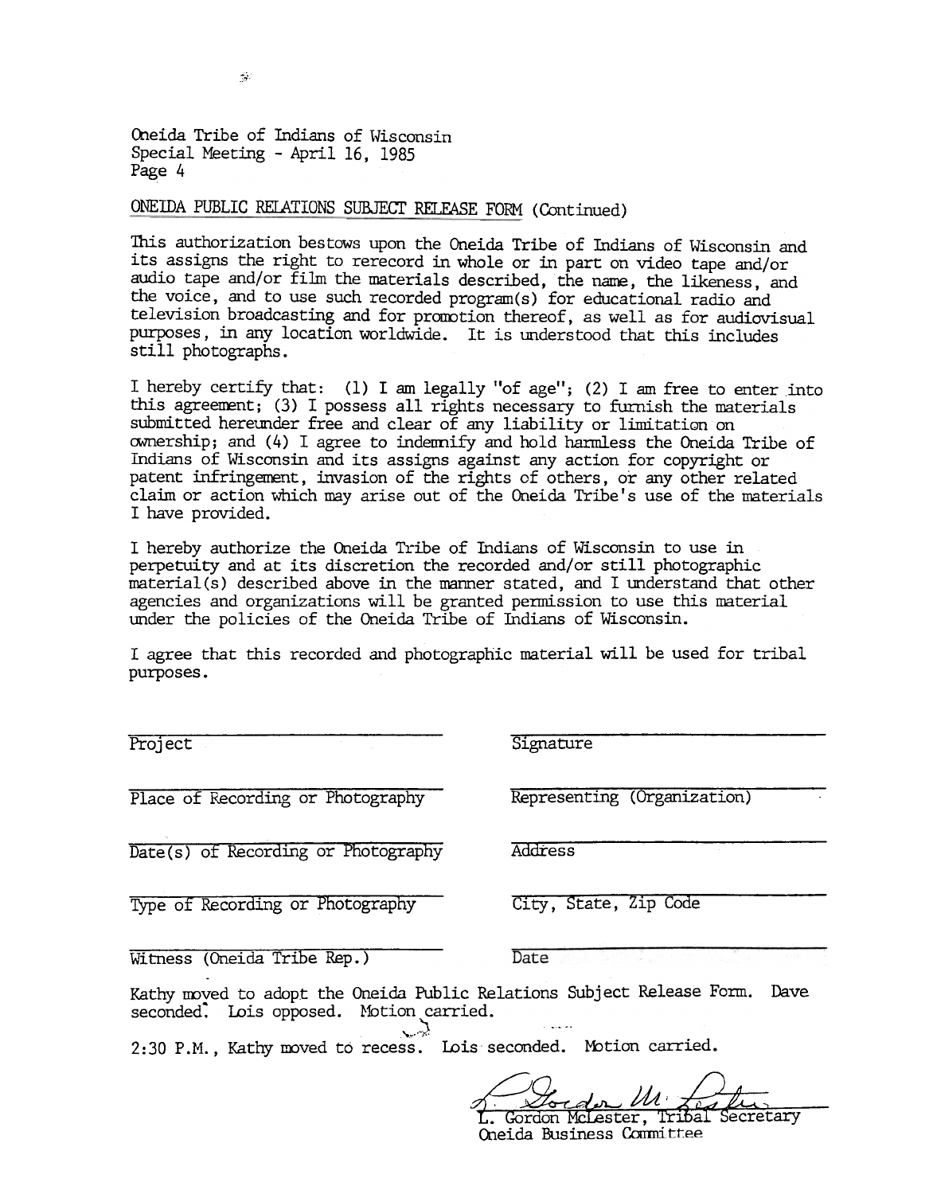Oneida Tribe of Indians of Wisconsin
Special Meeting - April 16, 1985
Page 4

ONEIDA PUBLIC RELATIONS SUBJECT RELEASE FORM (Continued)

This authorization bestows upon the Oneida Tribe of Indians of Wisconsin and its assigns the right to rerecord in whole or in part on video tape and/or audio tape and/or film the materials described, the name, the likeness, and the voice, and to use such recorded program(s) for educational radio and television broadcasting and for promotion thereof, as well as for audiovisual purposes, in any location worldwide. It is understood that this includes still photographs.

I hereby certify that: (1) I am legally "of age"; (2) I am free to enter into this agreement; (3) I possess all rights necessary to furnish the materials submitted hereunder free and clear of any liability or limitation on ownership; and (4) I agree to indemnify and hold harmless the Oneida Tribe of Indians of Wisconsin and its assigns against any action for copyright or patent infringement, invasion of the rights of others, or any other related claim or action which may arise out of the Oneida Tribe's use of the materials I have provided.

I hereby authorize the Oneida Tribe of Indians of Wisconsin to use in perpetuity and at its discretion the recorded and/or still photographic material(s) described above in the manner stated, and I understand that other agencies and organizations will be granted permission to use this material under the policies of the Oneida Tribe of Indians of Wisconsin.

I agree that this recorded and photographic material will be used for tribal purposes.

| | |
|---|---|
| \_\_\_\_\_\_\_\_\_\_\_\_\_\_\_\_\_\_\_\_ Project | \_\_\_\_\_\_\_\_\_\_\_\_\_\_\_\_\_\_\_\_ Signature |
| \_\_\_\_\_\_\_\_\_\_\_\_\_\_\_\_\_\_\_\_ Place of Recording or Photography | \_\_\_\_\_\_\_\_\_\_\_\_\_\_\_\_\_\_\_\_ Representing (Organization) |
| \_\_\_\_\_\_\_\_\_\_\_\_\_\_\_\_\_\_\_\_ Date(s) of Recording or Photography | \_\_\_\_\_\_\_\_\_\_\_\_\_\_\_\_\_\_\_\_ Address |
| \_\_\_\_\_\_\_\_\_\_\_\_\_\_\_\_\_\_\_\_ Type of Recording or Photography | \_\_\_\_\_\_\_\_\_\_\_\_\_\_\_\_\_\_\_\_ City, State, Zip Code |
| \_\_\_\_\_\_\_\_\_\_\_\_\_\_\_\_\_\_\_\_ Witness (Oneida Tribe Rep.) | \_\_\_\_\_\_\_\_\_\_\_\_\_\_\_\_\_\_\_\_ Date |

Kathy moved to adopt the Oneida Public Relations Subject Release Form. Dave seconded. Lois opposed. Motion carried.

2:30 P.M., Kathy moved to recess. Lois seconded. Motion carried.

L. Gordon McLester, Tribal Secretary
Oneida Business Committee